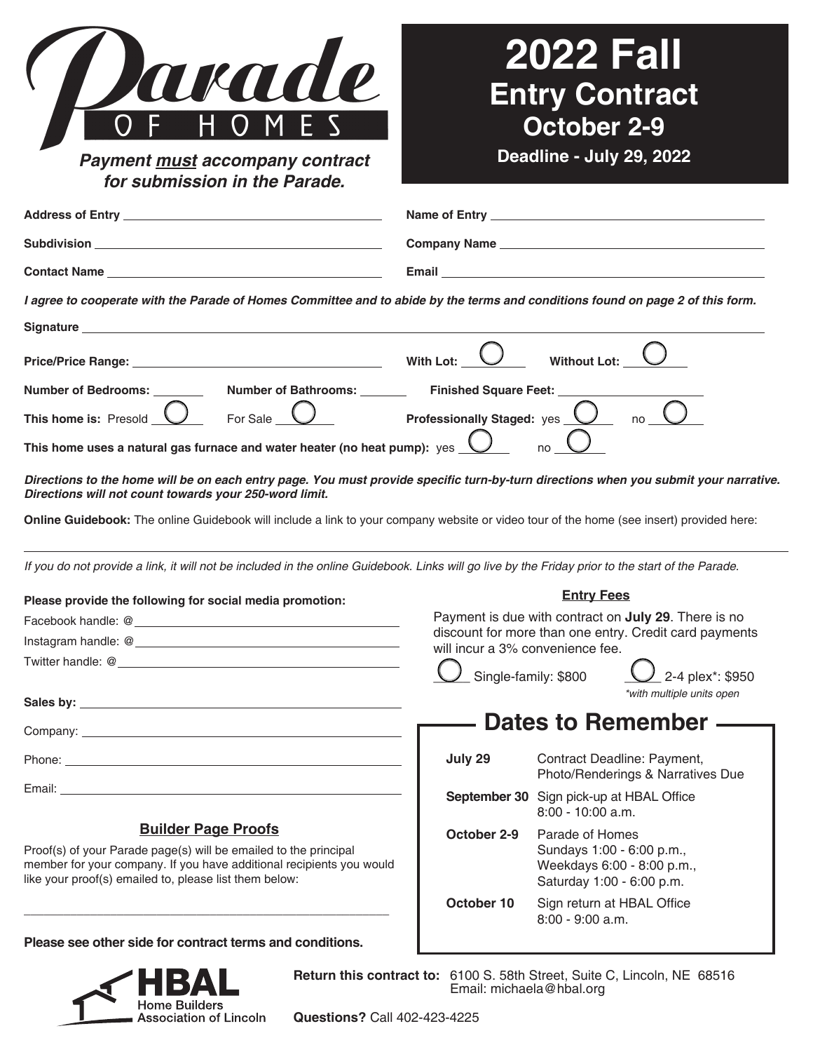# Parade OF HOMES

***Payment must accompany contract for submission in the Parade.***

# 2022 Fall
## Entry Contract
### October 2-9
**Deadline - July 29, 2022**

**Address of Entry** \_\_\_\_\_\_\_\_\_\_\_\_\_\_\_\_\_\_\_\_

**Name of Entry** \_\_\_\_\_\_\_\_\_\_\_\_\_\_\_\_\_\_\_\_

**Subdivision** \_\_\_\_\_\_\_\_\_\_\_\_\_\_\_\_\_\_\_\_

**Company Name** \_\_\_\_\_\_\_\_\_\_\_\_\_\_\_\_\_\_\_\_

**Contact Name** \_\_\_\_\_\_\_\_\_\_\_\_\_\_\_\_\_\_\_\_

**Email** \_\_\_\_\_\_\_\_\_\_\_\_\_\_\_\_\_\_\_\_

***I agree to cooperate with the Parade of Homes Committee and to abide by the terms and conditions found on page 2 of this form.***

**Signature** \_\_\_\_\_\_\_\_\_\_\_\_\_\_\_\_\_\_\_\_

**Price/Price Range:** \_\_\_\_\_\_\_\_\_\_ **With Lot:** ◯ **Without Lot:** ◯

**Number of Bedrooms:** \_\_\_\_ **Number of Bathrooms:** \_\_\_\_ **Finished Square Feet:** \_\_\_\_\_\_\_\_

**This home is:** Presold ◯ For Sale ◯ **Professionally Staged:** yes ◯ no ◯

**This home uses a natural gas furnace and water heater (no heat pump):** yes ◯ no ◯

***Directions to the home will be on each entry page. You must provide specific turn-by-turn directions when you submit your narrative. Directions will not count towards your 250-word limit.***

**Online Guidebook:** The online Guidebook will include a link to your company website or video tour of the home (see insert) provided here:

\_\_\_\_\_\_\_\_\_\_\_\_\_\_\_\_\_\_\_\_

*If you do not provide a link, it will not be included in the online Guidebook. Links will go live by the Friday prior to the start of the Parade.*

**Please provide the following for social media promotion:**

Facebook handle: @\_\_\_\_\_\_\_\_\_\_\_\_\_\_\_\_\_\_\_\_

Instagram handle: @\_\_\_\_\_\_\_\_\_\_\_\_\_\_\_\_\_\_\_\_

Twitter handle: @\_\_\_\_\_\_\_\_\_\_\_\_\_\_\_\_\_\_\_\_

**Sales by:** \_\_\_\_\_\_\_\_\_\_\_\_\_\_\_\_\_\_\_\_

Company: \_\_\_\_\_\_\_\_\_\_\_\_\_\_\_\_\_\_\_\_

Phone: \_\_\_\_\_\_\_\_\_\_\_\_\_\_\_\_\_\_\_\_

Email: \_\_\_\_\_\_\_\_\_\_\_\_\_\_\_\_\_\_\_\_

### Builder Page Proofs

Proof(s) of your Parade page(s) will be emailed to the principal member for your company. If you have additional recipients you would like your proof(s) emailed to, please list them below:

\_\_\_\_\_\_\_\_\_\_\_\_\_\_\_\_\_\_\_\_

**Please see other side for contract terms and conditions.**

### Entry Fees

Payment is due with contract on **July 29**. There is no discount for more than one entry. Credit card payments will incur a 3% convenience fee.

◯ Single-family: $800 ◯ 2-4 plex*: $950

*\*with multiple units open*

## Dates to Remember

| | |
|---|---|
| **July 29** | Contract Deadline: Payment, Photo/Renderings & Narratives Due |
| **September 30** | Sign pick-up at HBAL Office 8:00 - 10:00 a.m. |
| **October 2-9** | Parade of Homes Sundays 1:00 - 6:00 p.m., Weekdays 6:00 - 8:00 p.m., Saturday 1:00 - 6:00 p.m. |
| **October 10** | Sign return at HBAL Office 8:00 - 9:00 a.m. |

HBAL Home Builders Association of Lincoln

**Return this contract to:** 6100 S. 58th Street, Suite C, Lincoln, NE 68516
Email: michaela@hbal.org

**Questions?** Call 402-423-4225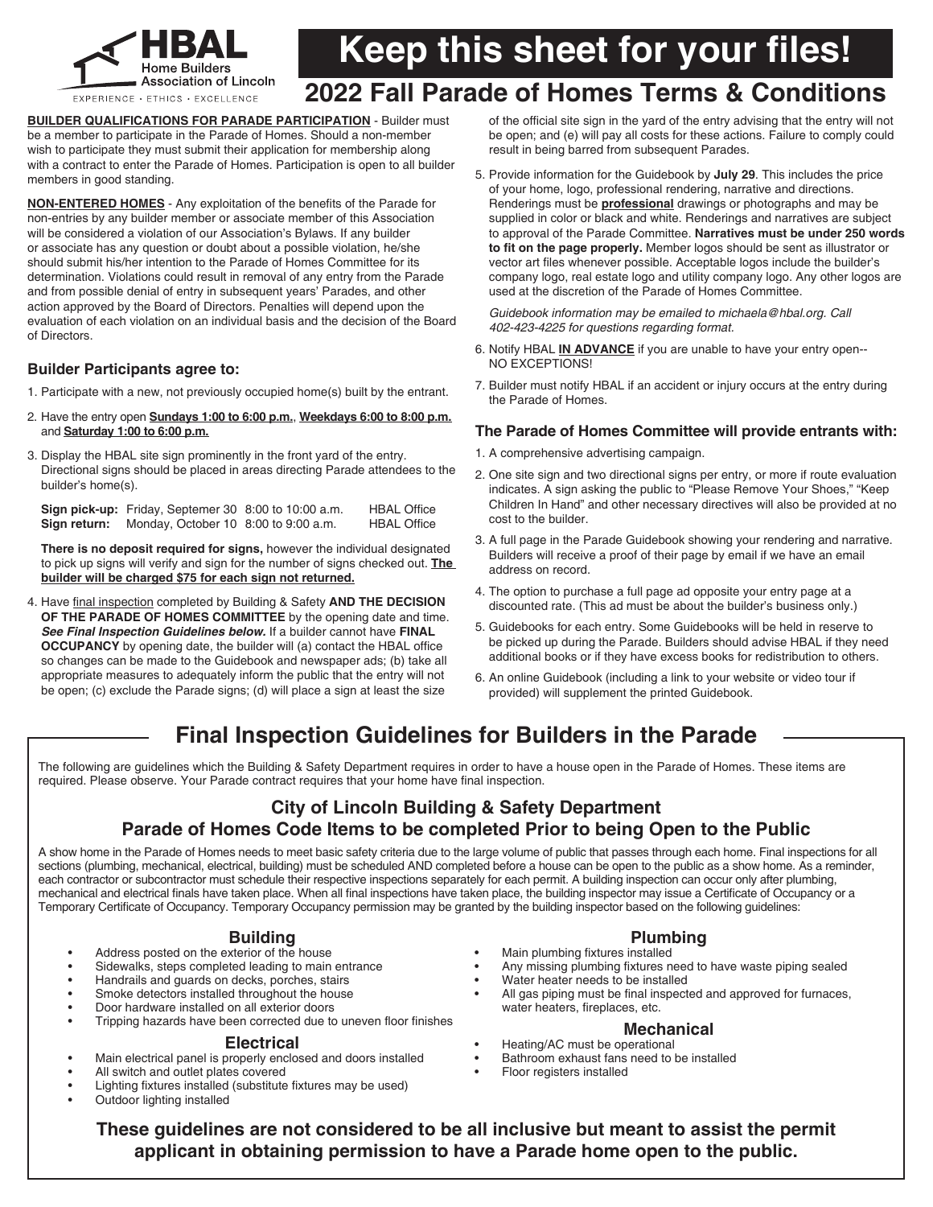HBAL Home Builders Association of Lincoln

EXPERIENCE • ETHICS • EXCELLENCE

# Keep this sheet for your files!

## 2022 Fall Parade of Homes Terms & Conditions

**BUILDER QUALIFICATIONS FOR PARADE PARTICIPATION** - Builder must be a member to participate in the Parade of Homes. Should a non-member wish to participate they must submit their application for membership along with a contract to enter the Parade of Homes. Participation is open to all builder members in good standing.

**NON-ENTERED HOMES** - Any exploitation of the benefits of the Parade for non-entries by any builder member or associate member of this Association will be considered a violation of our Association's Bylaws. If any builder or associate has any question or doubt about a possible violation, he/she should submit his/her intention to the Parade of Homes Committee for its determination. Violations could result in removal of any entry from the Parade and from possible denial of entry in subsequent years' Parades, and other action approved by the Board of Directors. Penalties will depend upon the evaluation of each violation on an individual basis and the decision of the Board of Directors.

### Builder Participants agree to:

1. Participate with a new, not previously occupied home(s) built by the entrant.
2. Have the entry open **Sundays 1:00 to 6:00 p.m.**, **Weekdays 6:00 to 8:00 p.m.** and **Saturday 1:00 to 6:00 p.m.**
3. Display the HBAL site sign prominently in the front yard of the entry. Directional signs should be placed in areas directing Parade attendees to the builder's home(s).

   **Sign pick-up:** Friday, Septemer 30 8:00 to 10:00 a.m. HBAL Office
   **Sign return:** Monday, October 10 8:00 to 9:00 a.m. HBAL Office

   **There is no deposit required for signs,** however the individual designated to pick up signs will verify and sign for the number of signs checked out. **The builder will be charged $75 for each sign not returned.**

4. Have final inspection completed by Building & Safety **AND THE DECISION OF THE PARADE OF HOMES COMMITTEE** by the opening date and time. ***See Final Inspection Guidelines below.*** If a builder cannot have **FINAL OCCUPANCY** by opening date, the builder will (a) contact the HBAL office so changes can be made to the Guidebook and newspaper ads; (b) take all appropriate measures to adequately inform the public that the entry will not be open; (c) exclude the Parade signs; (d) will place a sign at least the size of the official site sign in the yard of the entry advising that the entry will not be open; and (e) will pay all costs for these actions. Failure to comply could result in being barred from subsequent Parades.
5. Provide information for the Guidebook by **July 29**. This includes the price of your home, logo, professional rendering, narrative and directions. Renderings must be **professional** drawings or photographs and may be supplied in color or black and white. Renderings and narratives are subject to approval of the Parade Committee. **Narratives must be under 250 words to fit on the page properly.** Member logos should be sent as illustrator or vector art files whenever possible. Acceptable logos include the builder's company logo, real estate logo and utility company logo. Any other logos are used at the discretion of the Parade of Homes Committee.

   *Guidebook information may be emailed to michaela@hbal.org. Call 402-423-4225 for questions regarding format.*

6. Notify HBAL **IN ADVANCE** if you are unable to have your entry open-- NO EXCEPTIONS!
7. Builder must notify HBAL if an accident or injury occurs at the entry during the Parade of Homes.

### The Parade of Homes Committee will provide entrants with:

1. A comprehensive advertising campaign.
2. One site sign and two directional signs per entry, or more if route evaluation indicates. A sign asking the public to "Please Remove Your Shoes," "Keep Children In Hand" and other necessary directives will also be provided at no cost to the builder.
3. A full page in the Parade Guidebook showing your rendering and narrative. Builders will receive a proof of their page by email if we have an email address on record.
4. The option to purchase a full page ad opposite your entry page at a discounted rate. (This ad must be about the builder's business only.)
5. Guidebooks for each entry. Some Guidebooks will be held in reserve to be picked up during the Parade. Builders should advise HBAL if they need additional books or if they have excess books for redistribution to others.
6. An online Guidebook (including a link to your website or video tour if provided) will supplement the printed Guidebook.

## Final Inspection Guidelines for Builders in the Parade

The following are guidelines which the Building & Safety Department requires in order to have a house open in the Parade of Homes. These items are required. Please observe. Your Parade contract requires that your home have final inspection.

### City of Lincoln Building & Safety Department
### Parade of Homes Code Items to be completed Prior to being Open to the Public

A show home in the Parade of Homes needs to meet basic safety criteria due to the large volume of public that passes through each home. Final inspections for all sections (plumbing, mechanical, electrical, building) must be scheduled AND completed before a house can be open to the public as a show home. As a reminder, each contractor or subcontractor must schedule their respective inspections separately for each permit. A building inspection can occur only after plumbing, mechanical and electrical finals have taken place. When all final inspections have taken place, the building inspector may issue a Certificate of Occupancy or a Temporary Certificate of Occupancy. Temporary Occupancy permission may be granted by the building inspector based on the following guidelines:

#### Building

- Address posted on the exterior of the house
- Sidewalks, steps completed leading to main entrance
- Handrails and guards on decks, porches, stairs
- Smoke detectors installed throughout the house
- Door hardware installed on all exterior doors
- Tripping hazards have been corrected due to uneven floor finishes

#### Electrical

- Main electrical panel is properly enclosed and doors installed
- All switch and outlet plates covered
- Lighting fixtures installed (substitute fixtures may be used)
- Outdoor lighting installed

#### Plumbing

- Main plumbing fixtures installed
- Any missing plumbing fixtures need to have waste piping sealed
- Water heater needs to be installed
- All gas piping must be final inspected and approved for furnaces, water heaters, fireplaces, etc.

#### Mechanical

- Heating/AC must be operational
- Bathroom exhaust fans need to be installed
- Floor registers installed

**These guidelines are not considered to be all inclusive but meant to assist the permit applicant in obtaining permission to have a Parade home open to the public.**